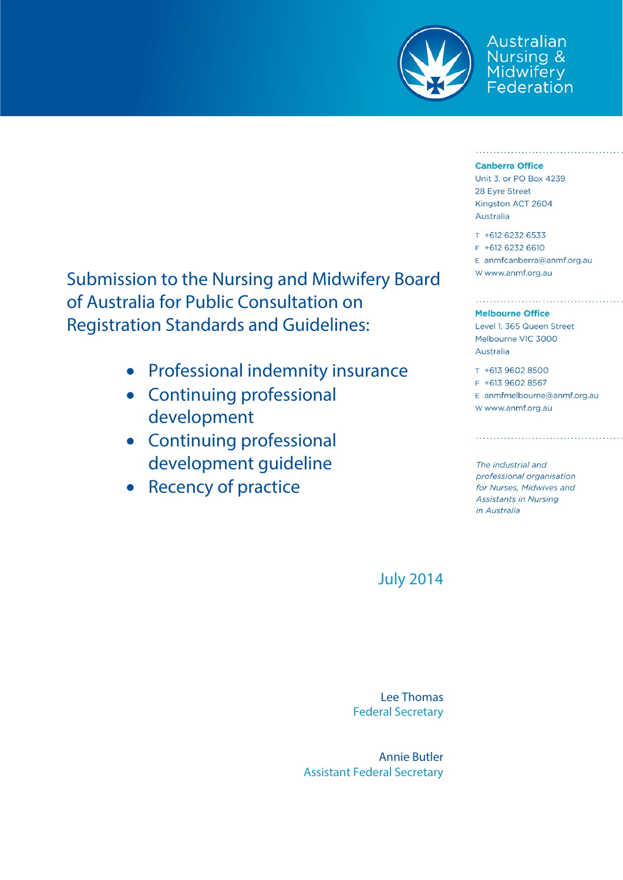Australian Nursing & Midwifery Federation

**Canberra Office**
Unit 3, or PO Box 4239
28 Eyre Street
Kingston ACT 2604
Australia

T +612 6232 6533
F +612 6232 6610
E anmfcanberra@anmf.org.au
W www.anmf.org.au

**Melbourne Office**
Level 1, 365 Queen Street
Melbourne VIC 3000
Australia

T +613 9602 8500
F +613 9602 8567
E anmfmelbourne@anmf.org.au
W www.anmf.org.au

*The industrial and professional organisation for Nurses, Midwives and Assistants in Nursing in Australia*

# Submission to the Nursing and Midwifery Board of Australia for Public Consultation on Registration Standards and Guidelines:

- Professional indemnity insurance
- Continuing professional development
- Continuing professional development guideline
- Recency of practice

July 2014

Lee Thomas
Federal Secretary

Annie Butler
Assistant Federal Secretary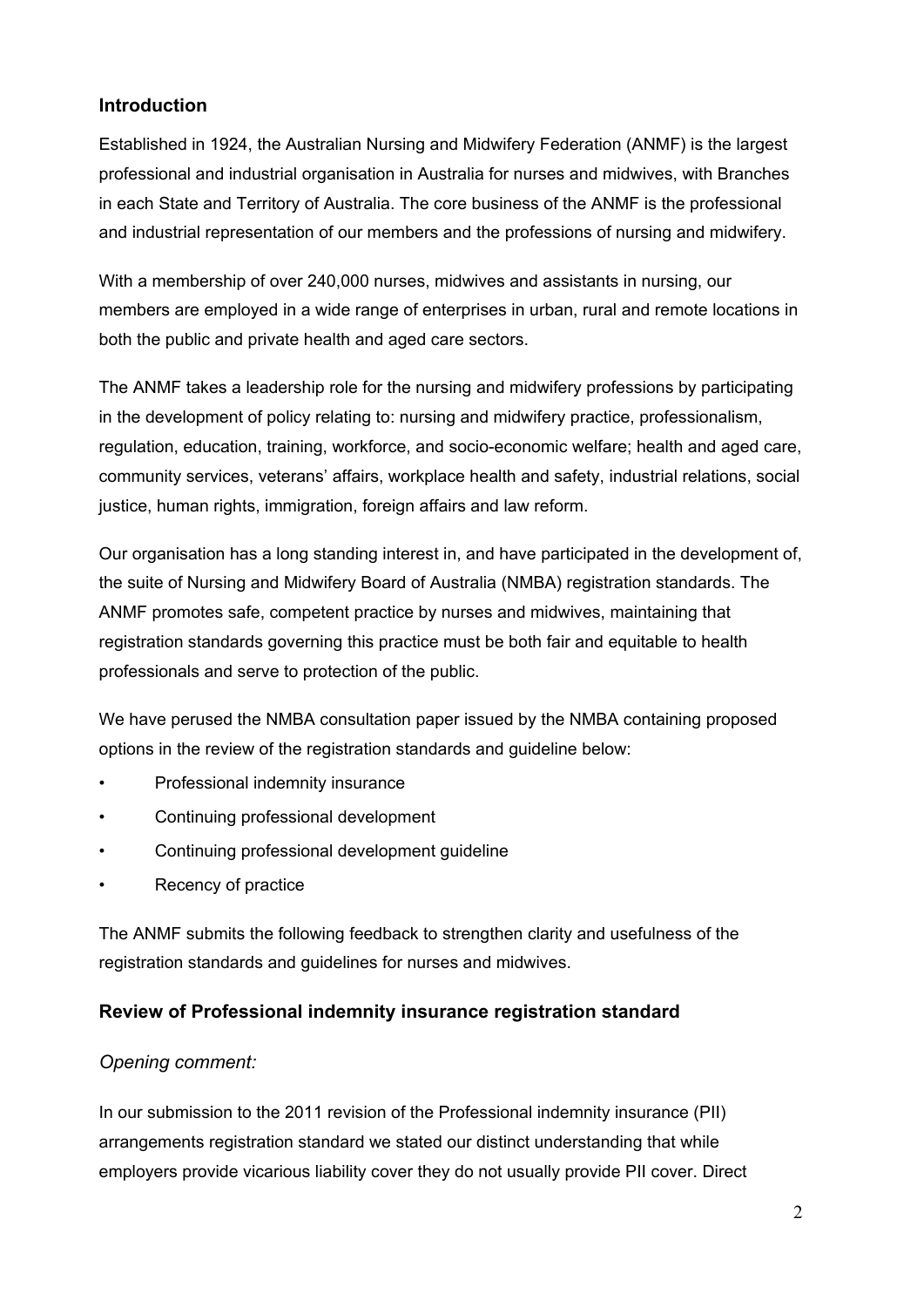## Introduction

Established in 1924, the Australian Nursing and Midwifery Federation (ANMF) is the largest professional and industrial organisation in Australia for nurses and midwives, with Branches in each State and Territory of Australia. The core business of the ANMF is the professional and industrial representation of our members and the professions of nursing and midwifery.

With a membership of over 240,000 nurses, midwives and assistants in nursing, our members are employed in a wide range of enterprises in urban, rural and remote locations in both the public and private health and aged care sectors.

The ANMF takes a leadership role for the nursing and midwifery professions by participating in the development of policy relating to: nursing and midwifery practice, professionalism, regulation, education, training, workforce, and socio-economic welfare; health and aged care, community services, veterans' affairs, workplace health and safety, industrial relations, social justice, human rights, immigration, foreign affairs and law reform.

Our organisation has a long standing interest in, and have participated in the development of, the suite of Nursing and Midwifery Board of Australia (NMBA) registration standards. The ANMF promotes safe, competent practice by nurses and midwives, maintaining that registration standards governing this practice must be both fair and equitable to health professionals and serve to protection of the public.

We have perused the NMBA consultation paper issued by the NMBA containing proposed options in the review of the registration standards and guideline below:

- Professional indemnity insurance
- Continuing professional development
- Continuing professional development guideline
- Recency of practice

The ANMF submits the following feedback to strengthen clarity and usefulness of the registration standards and guidelines for nurses and midwives.

## Review of Professional indemnity insurance registration standard

### *Opening comment:*

In our submission to the 2011 revision of the Professional indemnity insurance (PII) arrangements registration standard we stated our distinct understanding that while employers provide vicarious liability cover they do not usually provide PII cover. Direct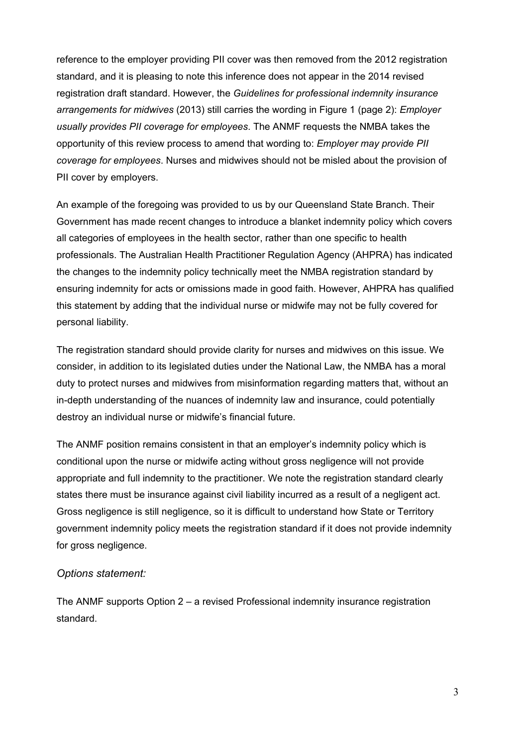reference to the employer providing PII cover was then removed from the 2012 registration standard, and it is pleasing to note this inference does not appear in the 2014 revised registration draft standard. However, the *Guidelines for professional indemnity insurance arrangements for midwives* (2013) still carries the wording in Figure 1 (page 2): *Employer usually provides PII coverage for employees*. The ANMF requests the NMBA takes the opportunity of this review process to amend that wording to: *Employer may provide PII coverage for employees*. Nurses and midwives should not be misled about the provision of PII cover by employers.

An example of the foregoing was provided to us by our Queensland State Branch. Their Government has made recent changes to introduce a blanket indemnity policy which covers all categories of employees in the health sector, rather than one specific to health professionals. The Australian Health Practitioner Regulation Agency (AHPRA) has indicated the changes to the indemnity policy technically meet the NMBA registration standard by ensuring indemnity for acts or omissions made in good faith. However, AHPRA has qualified this statement by adding that the individual nurse or midwife may not be fully covered for personal liability.

The registration standard should provide clarity for nurses and midwives on this issue. We consider, in addition to its legislated duties under the National Law, the NMBA has a moral duty to protect nurses and midwives from misinformation regarding matters that, without an in-depth understanding of the nuances of indemnity law and insurance, could potentially destroy an individual nurse or midwife's financial future.

The ANMF position remains consistent in that an employer's indemnity policy which is conditional upon the nurse or midwife acting without gross negligence will not provide appropriate and full indemnity to the practitioner. We note the registration standard clearly states there must be insurance against civil liability incurred as a result of a negligent act. Gross negligence is still negligence, so it is difficult to understand how State or Territory government indemnity policy meets the registration standard if it does not provide indemnity for gross negligence.

*Options statement:*

The ANMF supports Option 2 – a revised Professional indemnity insurance registration standard.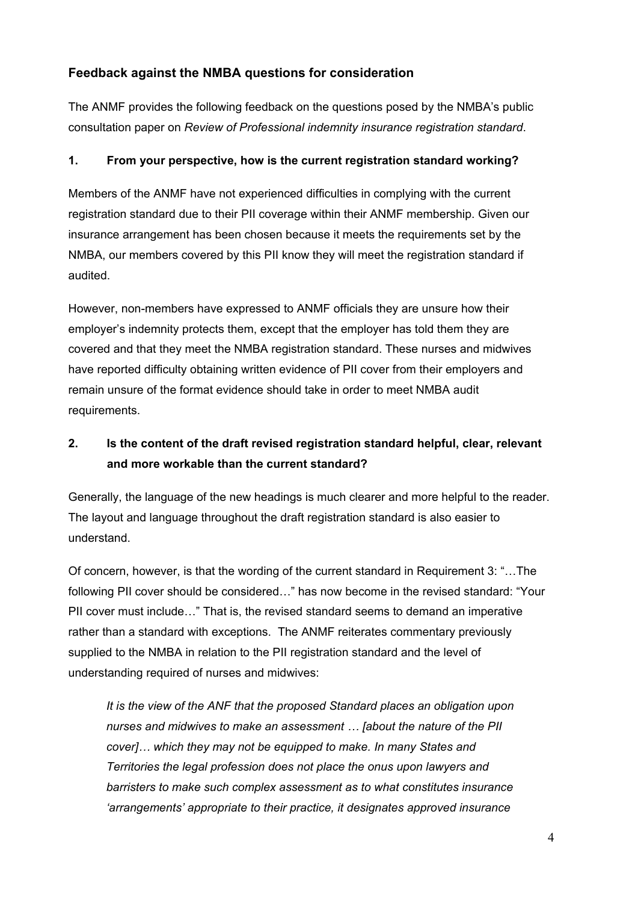## Feedback against the NMBA questions for consideration

The ANMF provides the following feedback on the questions posed by the NMBA's public consultation paper on *Review of Professional indemnity insurance registration standard*.

### 1. From your perspective, how is the current registration standard working?

Members of the ANMF have not experienced difficulties in complying with the current registration standard due to their PII coverage within their ANMF membership. Given our insurance arrangement has been chosen because it meets the requirements set by the NMBA, our members covered by this PII know they will meet the registration standard if audited.

However, non-members have expressed to ANMF officials they are unsure how their employer's indemnity protects them, except that the employer has told them they are covered and that they meet the NMBA registration standard. These nurses and midwives have reported difficulty obtaining written evidence of PII cover from their employers and remain unsure of the format evidence should take in order to meet NMBA audit requirements.

### 2. Is the content of the draft revised registration standard helpful, clear, relevant and more workable than the current standard?

Generally, the language of the new headings is much clearer and more helpful to the reader. The layout and language throughout the draft registration standard is also easier to understand.

Of concern, however, is that the wording of the current standard in Requirement 3: "…The following PII cover should be considered…" has now become in the revised standard: "Your PII cover must include…" That is, the revised standard seems to demand an imperative rather than a standard with exceptions. The ANMF reiterates commentary previously supplied to the NMBA in relation to the PII registration standard and the level of understanding required of nurses and midwives:

> *It is the view of the ANF that the proposed Standard places an obligation upon nurses and midwives to make an assessment … [about the nature of the PII cover]… which they may not be equipped to make. In many States and Territories the legal profession does not place the onus upon lawyers and barristers to make such complex assessment as to what constitutes insurance 'arrangements' appropriate to their practice, it designates approved insurance*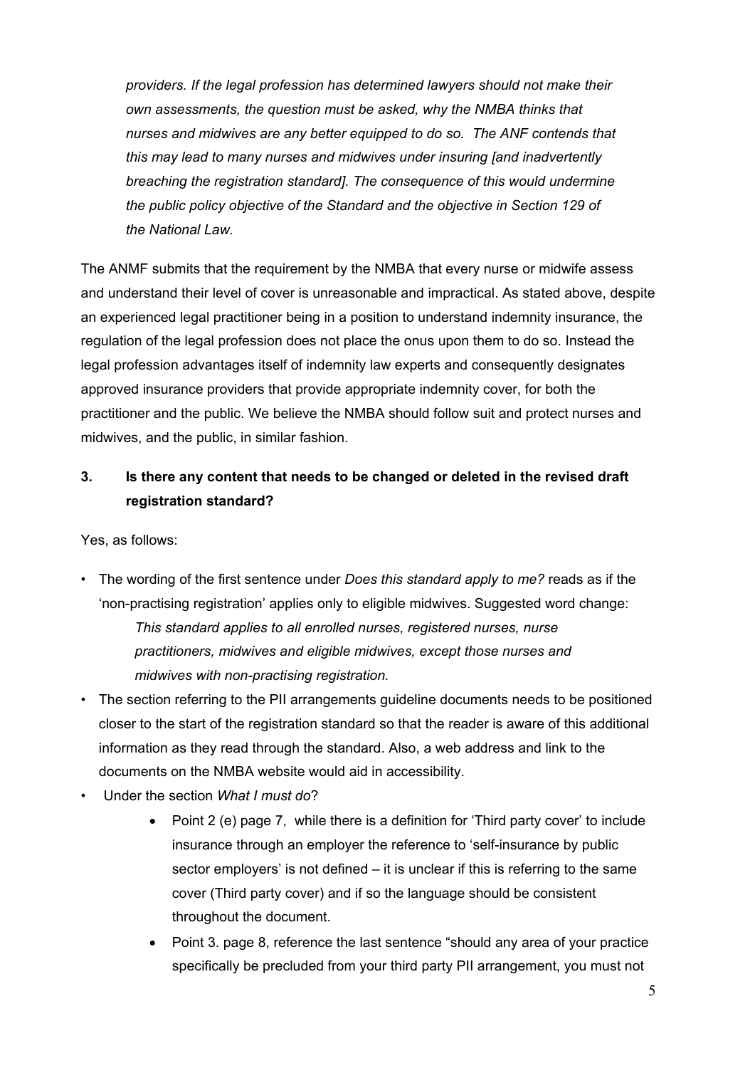*providers. If the legal profession has determined lawyers should not make their own assessments, the question must be asked, why the NMBA thinks that nurses and midwives are any better equipped to do so. The ANF contends that this may lead to many nurses and midwives under insuring [and inadvertently breaching the registration standard]. The consequence of this would undermine the public policy objective of the Standard and the objective in Section 129 of the National Law.*

The ANMF submits that the requirement by the NMBA that every nurse or midwife assess and understand their level of cover is unreasonable and impractical. As stated above, despite an experienced legal practitioner being in a position to understand indemnity insurance, the regulation of the legal profession does not place the onus upon them to do so. Instead the legal profession advantages itself of indemnity law experts and consequently designates approved insurance providers that provide appropriate indemnity cover, for both the practitioner and the public. We believe the NMBA should follow suit and protect nurses and midwives, and the public, in similar fashion.

**3. Is there any content that needs to be changed or deleted in the revised draft registration standard?**

Yes, as follows:

- The wording of the first sentence under *Does this standard apply to me?* reads as if the 'non-practising registration' applies only to eligible midwives. Suggested word change:

  *This standard applies to all enrolled nurses, registered nurses, nurse practitioners, midwives and eligible midwives, except those nurses and midwives with non-practising registration.*

- The section referring to the PII arrangements guideline documents needs to be positioned closer to the start of the registration standard so that the reader is aware of this additional information as they read through the standard. Also, a web address and link to the documents on the NMBA website would aid in accessibility.
- Under the section *What I must do*?
  - Point 2 (e) page 7, while there is a definition for 'Third party cover' to include insurance through an employer the reference to 'self-insurance by public sector employers' is not defined – it is unclear if this is referring to the same cover (Third party cover) and if so the language should be consistent throughout the document.
  - Point 3. page 8, reference the last sentence "should any area of your practice specifically be precluded from your third party PII arrangement, you must not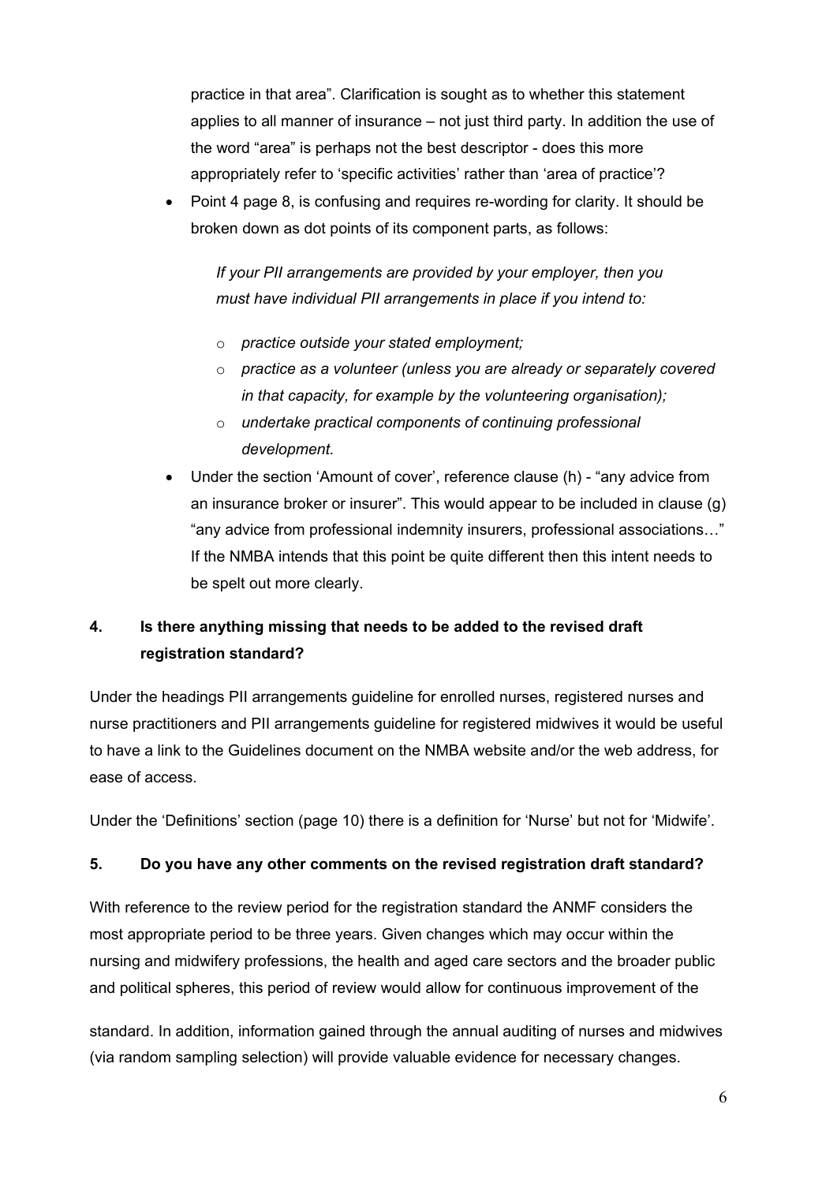practice in that area". Clarification is sought as to whether this statement applies to all manner of insurance – not just third party. In addition the use of the word "area" is perhaps not the best descriptor - does this more appropriately refer to 'specific activities' rather than 'area of practice'?

- Point 4 page 8, is confusing and requires re-wording for clarity. It should be broken down as dot points of its component parts, as follows:

  *If your PII arrangements are provided by your employer, then you must have individual PII arrangements in place if you intend to:*

  - *practice outside your stated employment;*
  - *practice as a volunteer (unless you are already or separately covered in that capacity, for example by the volunteering organisation);*
  - *undertake practical components of continuing professional development.*

- Under the section 'Amount of cover', reference clause (h) - "any advice from an insurance broker or insurer". This would appear to be included in clause (g) "any advice from professional indemnity insurers, professional associations…" If the NMBA intends that this point be quite different then this intent needs to be spelt out more clearly.

### 4. Is there anything missing that needs to be added to the revised draft registration standard?

Under the headings PII arrangements guideline for enrolled nurses, registered nurses and nurse practitioners and PII arrangements guideline for registered midwives it would be useful to have a link to the Guidelines document on the NMBA website and/or the web address, for ease of access.

Under the 'Definitions' section (page 10) there is a definition for 'Nurse' but not for 'Midwife'.

### 5. Do you have any other comments on the revised registration draft standard?

With reference to the review period for the registration standard the ANMF considers the most appropriate period to be three years. Given changes which may occur within the nursing and midwifery professions, the health and aged care sectors and the broader public and political spheres, this period of review would allow for continuous improvement of the standard. In addition, information gained through the annual auditing of nurses and midwives (via random sampling selection) will provide valuable evidence for necessary changes.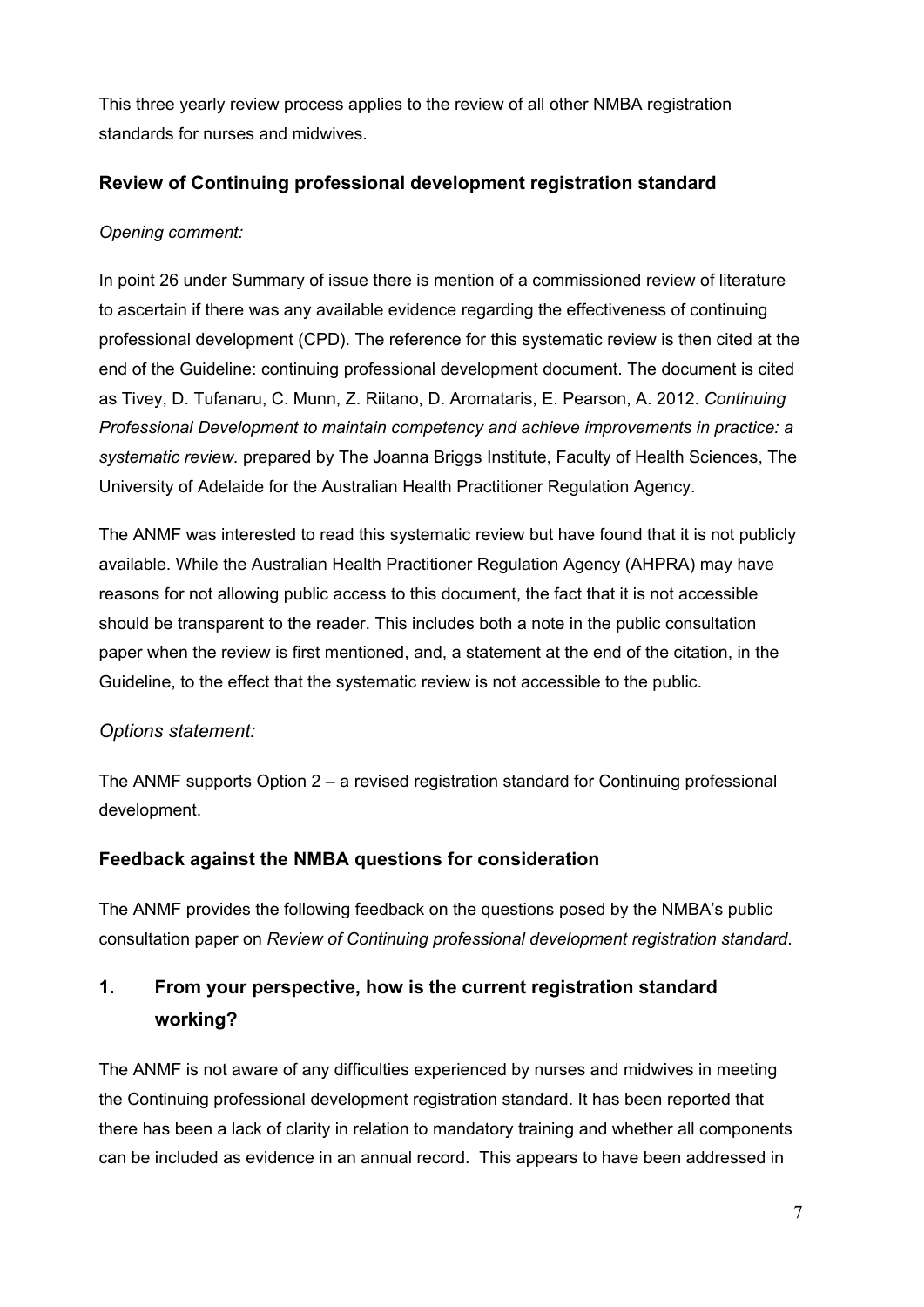This three yearly review process applies to the review of all other NMBA registration standards for nurses and midwives.

### Review of Continuing professional development registration standard

*Opening comment:*

In point 26 under Summary of issue there is mention of a commissioned review of literature to ascertain if there was any available evidence regarding the effectiveness of continuing professional development (CPD). The reference for this systematic review is then cited at the end of the Guideline: continuing professional development document. The document is cited as Tivey, D. Tufanaru, C. Munn, Z. Riitano, D. Aromataris, E. Pearson, A. 2012. *Continuing Professional Development to maintain competency and achieve improvements in practice: a systematic review.* prepared by The Joanna Briggs Institute, Faculty of Health Sciences, The University of Adelaide for the Australian Health Practitioner Regulation Agency.

The ANMF was interested to read this systematic review but have found that it is not publicly available. While the Australian Health Practitioner Regulation Agency (AHPRA) may have reasons for not allowing public access to this document, the fact that it is not accessible should be transparent to the reader. This includes both a note in the public consultation paper when the review is first mentioned, and, a statement at the end of the citation, in the Guideline, to the effect that the systematic review is not accessible to the public.

*Options statement:*

The ANMF supports Option 2 – a revised registration standard for Continuing professional development.

### Feedback against the NMBA questions for consideration

The ANMF provides the following feedback on the questions posed by the NMBA's public consultation paper on *Review of Continuing professional development registration standard*.

## 1. From your perspective, how is the current registration standard working?

The ANMF is not aware of any difficulties experienced by nurses and midwives in meeting the Continuing professional development registration standard. It has been reported that there has been a lack of clarity in relation to mandatory training and whether all components can be included as evidence in an annual record. This appears to have been addressed in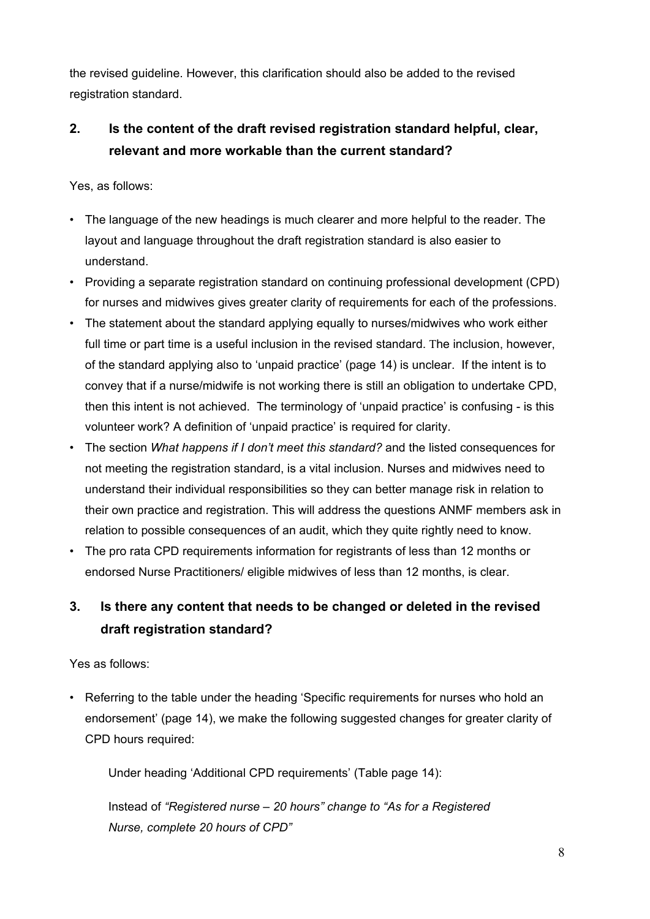the revised guideline. However, this clarification should also be added to the revised registration standard.

## 2. Is the content of the draft revised registration standard helpful, clear, relevant and more workable than the current standard?

Yes, as follows:

- The language of the new headings is much clearer and more helpful to the reader. The layout and language throughout the draft registration standard is also easier to understand.
- Providing a separate registration standard on continuing professional development (CPD) for nurses and midwives gives greater clarity of requirements for each of the professions.
- The statement about the standard applying equally to nurses/midwives who work either full time or part time is a useful inclusion in the revised standard. The inclusion, however, of the standard applying also to 'unpaid practice' (page 14) is unclear. If the intent is to convey that if a nurse/midwife is not working there is still an obligation to undertake CPD, then this intent is not achieved. The terminology of 'unpaid practice' is confusing - is this volunteer work? A definition of 'unpaid practice' is required for clarity.
- The section *What happens if I don't meet this standard?* and the listed consequences for not meeting the registration standard, is a vital inclusion. Nurses and midwives need to understand their individual responsibilities so they can better manage risk in relation to their own practice and registration. This will address the questions ANMF members ask in relation to possible consequences of an audit, which they quite rightly need to know.
- The pro rata CPD requirements information for registrants of less than 12 months or endorsed Nurse Practitioners/ eligible midwives of less than 12 months, is clear.

## 3. Is there any content that needs to be changed or deleted in the revised draft registration standard?

Yes as follows:

- Referring to the table under the heading 'Specific requirements for nurses who hold an endorsement' (page 14), we make the following suggested changes for greater clarity of CPD hours required:

  Under heading 'Additional CPD requirements' (Table page 14):

  Instead of *"Registered nurse – 20 hours" change to "As for a Registered Nurse, complete 20 hours of CPD"*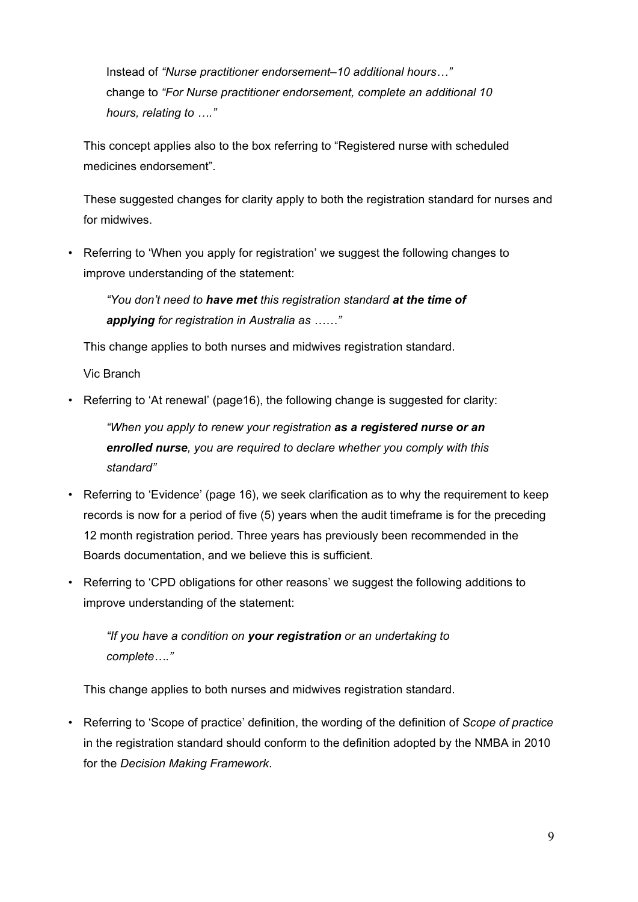Instead of *"Nurse practitioner endorsement–10 additional hours…"* change to *"For Nurse practitioner endorsement, complete an additional 10 hours, relating to …."*

This concept applies also to the box referring to "Registered nurse with scheduled medicines endorsement".

These suggested changes for clarity apply to both the registration standard for nurses and for midwives.

- Referring to 'When you apply for registration' we suggest the following changes to improve understanding of the statement:

  *"You don't need to **have met** this registration standard **at the time of applying** for registration in Australia as ……"*

  This change applies to both nurses and midwives registration standard.

  Vic Branch

- Referring to 'At renewal' (page16), the following change is suggested for clarity:

  *"When you apply to renew your registration **as a registered nurse or an enrolled nurse**, you are required to declare whether you comply with this standard"*

- Referring to 'Evidence' (page 16), we seek clarification as to why the requirement to keep records is now for a period of five (5) years when the audit timeframe is for the preceding 12 month registration period. Three years has previously been recommended in the Boards documentation, and we believe this is sufficient.

- Referring to 'CPD obligations for other reasons' we suggest the following additions to improve understanding of the statement:

  *"If you have a condition on **your registration** or an undertaking to complete…."*

  This change applies to both nurses and midwives registration standard.

- Referring to 'Scope of practice' definition, the wording of the definition of *Scope of practice* in the registration standard should conform to the definition adopted by the NMBA in 2010 for the *Decision Making Framework*.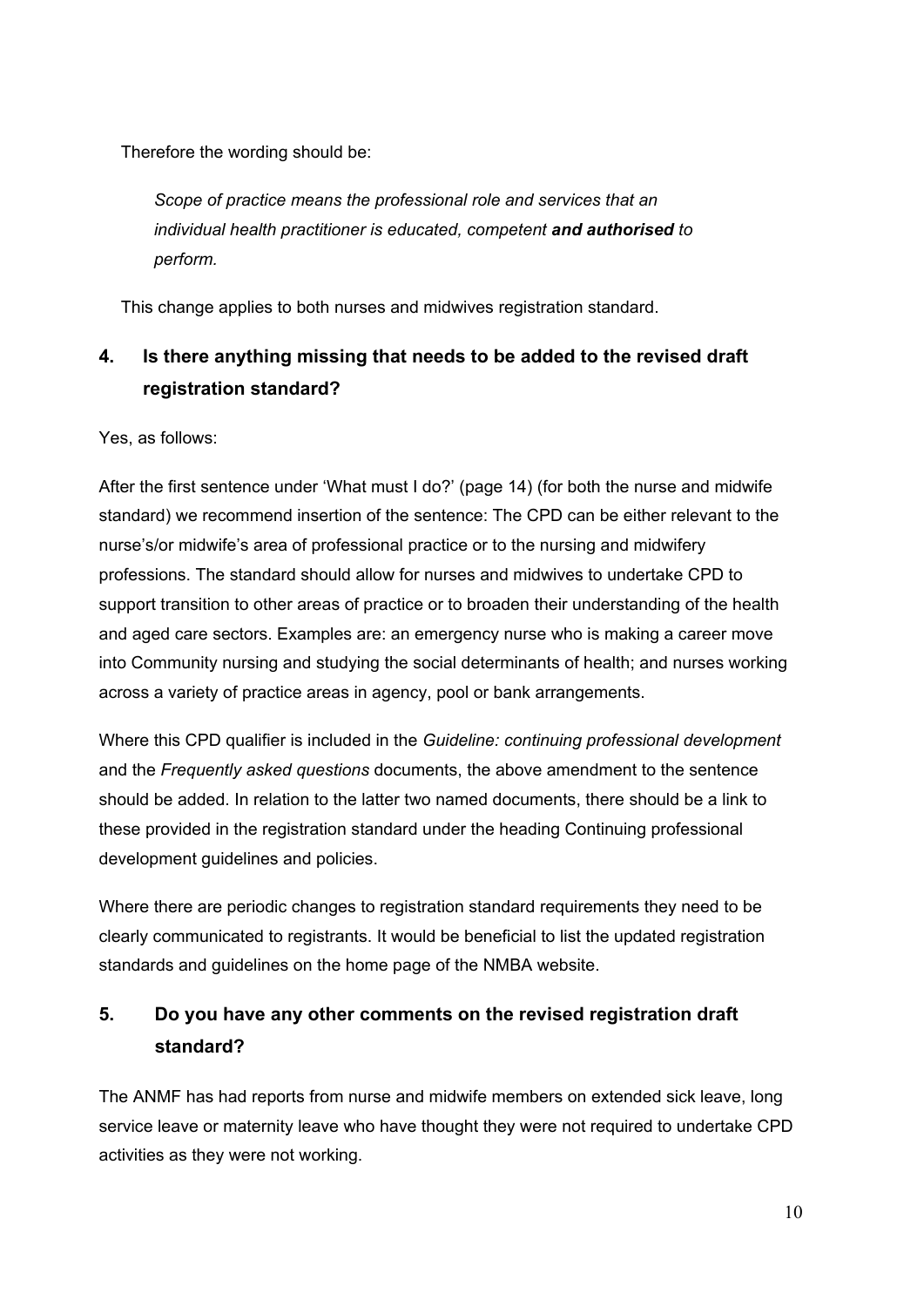Therefore the wording should be:

> *Scope of practice means the professional role and services that an individual health practitioner is educated, competent* ***and authorised*** *to perform.*

This change applies to both nurses and midwives registration standard.

## 4. Is there anything missing that needs to be added to the revised draft registration standard?

Yes, as follows:

After the first sentence under 'What must I do?' (page 14) (for both the nurse and midwife standard) we recommend insertion of the sentence: The CPD can be either relevant to the nurse's/or midwife's area of professional practice or to the nursing and midwifery professions. The standard should allow for nurses and midwives to undertake CPD to support transition to other areas of practice or to broaden their understanding of the health and aged care sectors. Examples are: an emergency nurse who is making a career move into Community nursing and studying the social determinants of health; and nurses working across a variety of practice areas in agency, pool or bank arrangements.

Where this CPD qualifier is included in the *Guideline: continuing professional development* and the *Frequently asked questions* documents, the above amendment to the sentence should be added. In relation to the latter two named documents, there should be a link to these provided in the registration standard under the heading Continuing professional development guidelines and policies.

Where there are periodic changes to registration standard requirements they need to be clearly communicated to registrants. It would be beneficial to list the updated registration standards and guidelines on the home page of the NMBA website.

## 5. Do you have any other comments on the revised registration draft standard?

The ANMF has had reports from nurse and midwife members on extended sick leave, long service leave or maternity leave who have thought they were not required to undertake CPD activities as they were not working.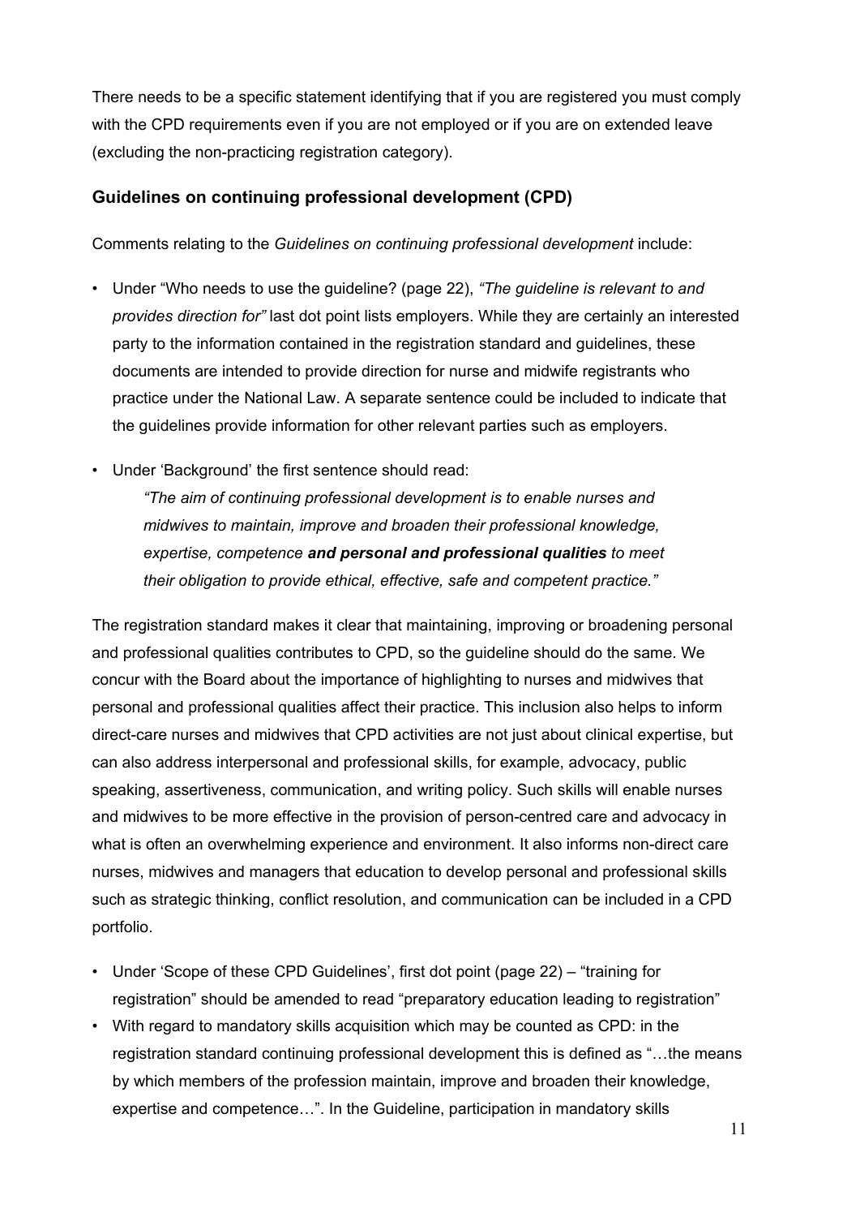There needs to be a specific statement identifying that if you are registered you must comply with the CPD requirements even if you are not employed or if you are on extended leave (excluding the non-practicing registration category).

### Guidelines on continuing professional development (CPD)

Comments relating to the *Guidelines on continuing professional development* include:

- Under "Who needs to use the guideline? (page 22), *"The guideline is relevant to and provides direction for"* last dot point lists employers. While they are certainly an interested party to the information contained in the registration standard and guidelines, these documents are intended to provide direction for nurse and midwife registrants who practice under the National Law. A separate sentence could be included to indicate that the guidelines provide information for other relevant parties such as employers.
- Under 'Background' the first sentence should read:

  *"The aim of continuing professional development is to enable nurses and midwives to maintain, improve and broaden their professional knowledge, expertise, competence* ***and personal and professional qualities*** *to meet their obligation to provide ethical, effective, safe and competent practice."*

The registration standard makes it clear that maintaining, improving or broadening personal and professional qualities contributes to CPD, so the guideline should do the same. We concur with the Board about the importance of highlighting to nurses and midwives that personal and professional qualities affect their practice. This inclusion also helps to inform direct-care nurses and midwives that CPD activities are not just about clinical expertise, but can also address interpersonal and professional skills, for example, advocacy, public speaking, assertiveness, communication, and writing policy. Such skills will enable nurses and midwives to be more effective in the provision of person-centred care and advocacy in what is often an overwhelming experience and environment. It also informs non-direct care nurses, midwives and managers that education to develop personal and professional skills such as strategic thinking, conflict resolution, and communication can be included in a CPD portfolio.

- Under 'Scope of these CPD Guidelines', first dot point (page 22) – "training for registration" should be amended to read "preparatory education leading to registration"
- With regard to mandatory skills acquisition which may be counted as CPD: in the registration standard continuing professional development this is defined as "…the means by which members of the profession maintain, improve and broaden their knowledge, expertise and competence…". In the Guideline, participation in mandatory skills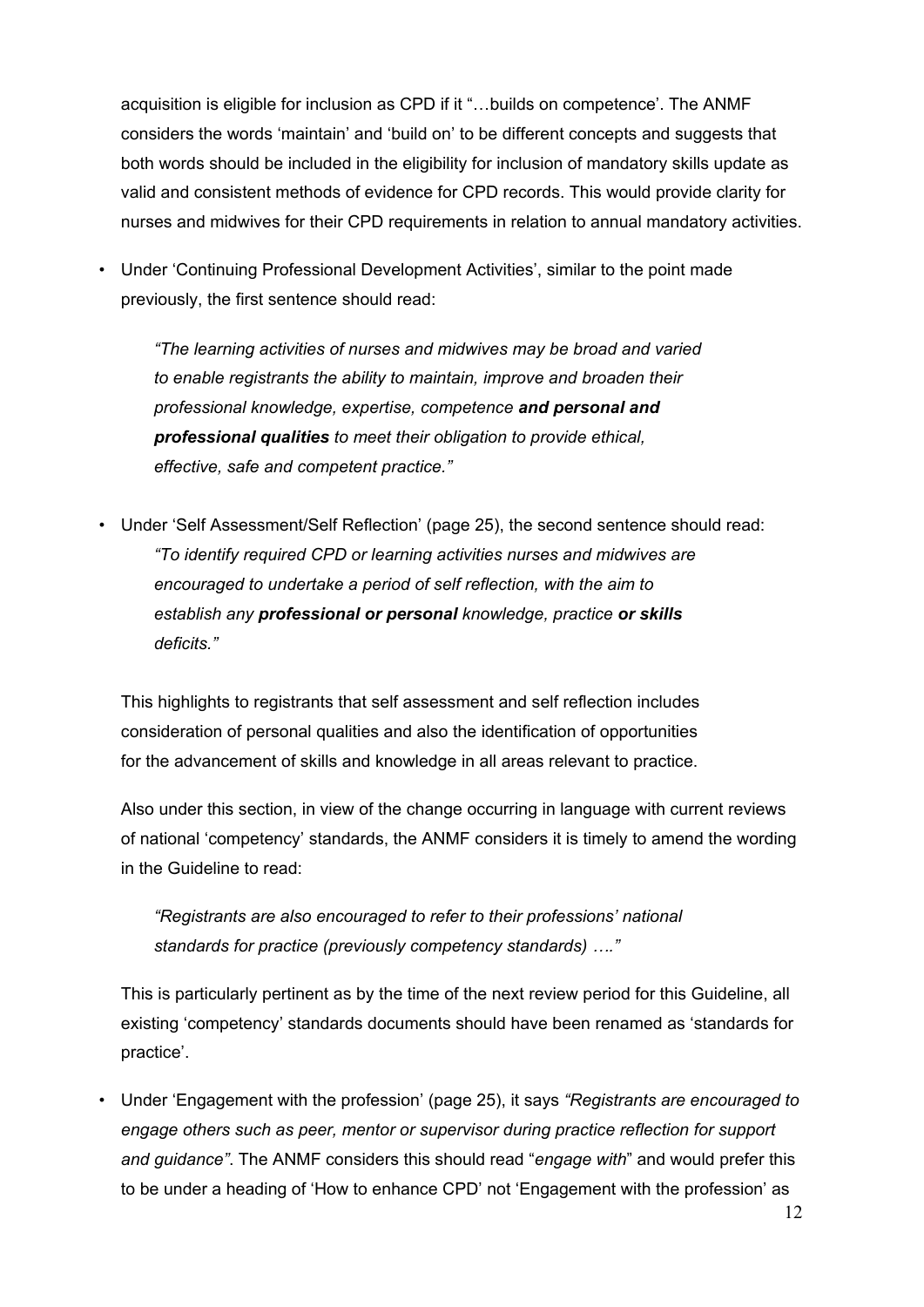acquisition is eligible for inclusion as CPD if it "…builds on competence'. The ANMF considers the words 'maintain' and 'build on' to be different concepts and suggests that both words should be included in the eligibility for inclusion of mandatory skills update as valid and consistent methods of evidence for CPD records. This would provide clarity for nurses and midwives for their CPD requirements in relation to annual mandatory activities.

- Under 'Continuing Professional Development Activities', similar to the point made previously, the first sentence should read:

  *"The learning activities of nurses and midwives may be broad and varied to enable registrants the ability to maintain, improve and broaden their professional knowledge, expertise, competence* ***and personal and professional qualities*** *to meet their obligation to provide ethical, effective, safe and competent practice."*

- Under 'Self Assessment/Self Reflection' (page 25), the second sentence should read: *"To identify required CPD or learning activities nurses and midwives are encouraged to undertake a period of self reflection, with the aim to establish any* ***professional or personal*** *knowledge, practice* ***or skills*** *deficits."*

  This highlights to registrants that self assessment and self reflection includes consideration of personal qualities and also the identification of opportunities for the advancement of skills and knowledge in all areas relevant to practice.

  Also under this section, in view of the change occurring in language with current reviews of national 'competency' standards, the ANMF considers it is timely to amend the wording in the Guideline to read:

  *"Registrants are also encouraged to refer to their professions' national standards for practice (previously competency standards) …."*

  This is particularly pertinent as by the time of the next review period for this Guideline, all existing 'competency' standards documents should have been renamed as 'standards for practice'.

- Under 'Engagement with the profession' (page 25), it says *"Registrants are encouraged to engage others such as peer, mentor or supervisor during practice reflection for support and guidance"*. The ANMF considers this should read "*engage with*" and would prefer this to be under a heading of 'How to enhance CPD' not 'Engagement with the profession' as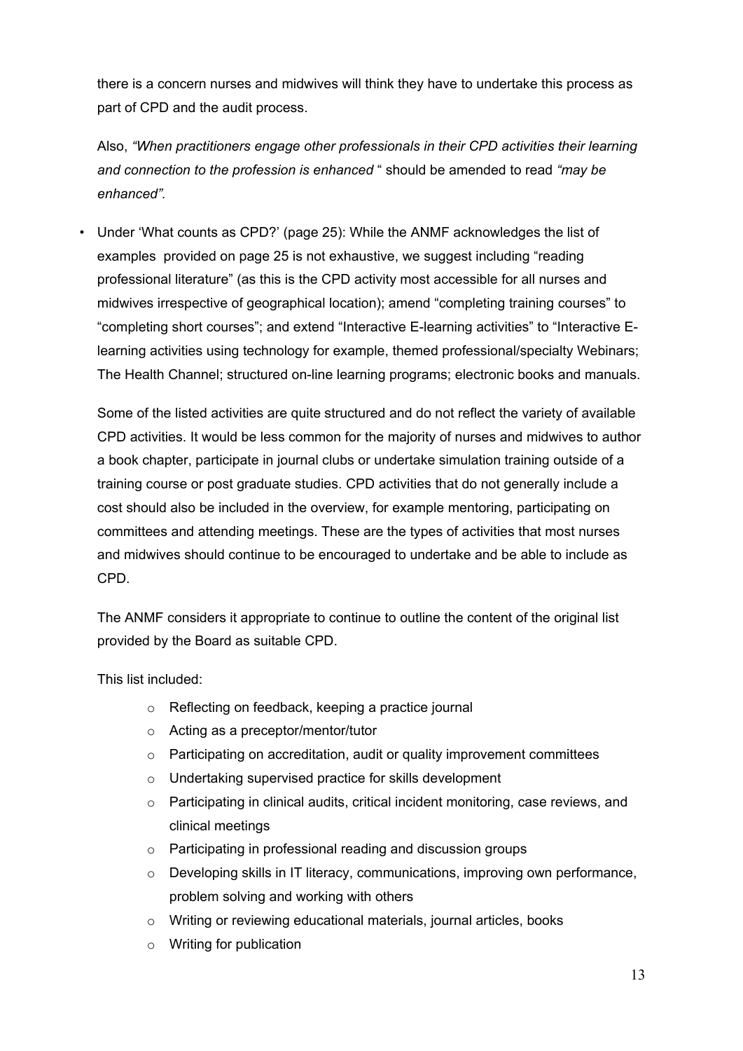there is a concern nurses and midwives will think they have to undertake this process as part of CPD and the audit process.

Also, *"When practitioners engage other professionals in their CPD activities their learning and connection to the profession is enhanced* " should be amended to read *"may be enhanced".*

- Under 'What counts as CPD?' (page 25): While the ANMF acknowledges the list of examples provided on page 25 is not exhaustive, we suggest including "reading professional literature" (as this is the CPD activity most accessible for all nurses and midwives irrespective of geographical location); amend "completing training courses" to "completing short courses"; and extend "Interactive E-learning activities" to "Interactive E-learning activities using technology for example, themed professional/specialty Webinars; The Health Channel; structured on-line learning programs; electronic books and manuals.

  Some of the listed activities are quite structured and do not reflect the variety of available CPD activities. It would be less common for the majority of nurses and midwives to author a book chapter, participate in journal clubs or undertake simulation training outside of a training course or post graduate studies. CPD activities that do not generally include a cost should also be included in the overview, for example mentoring, participating on committees and attending meetings. These are the types of activities that most nurses and midwives should continue to be encouraged to undertake and be able to include as CPD.

  The ANMF considers it appropriate to continue to outline the content of the original list provided by the Board as suitable CPD.

  This list included:

  - Reflecting on feedback, keeping a practice journal
  - Acting as a preceptor/mentor/tutor
  - Participating on accreditation, audit or quality improvement committees
  - Undertaking supervised practice for skills development
  - Participating in clinical audits, critical incident monitoring, case reviews, and clinical meetings
  - Participating in professional reading and discussion groups
  - Developing skills in IT literacy, communications, improving own performance, problem solving and working with others
  - Writing or reviewing educational materials, journal articles, books
  - Writing for publication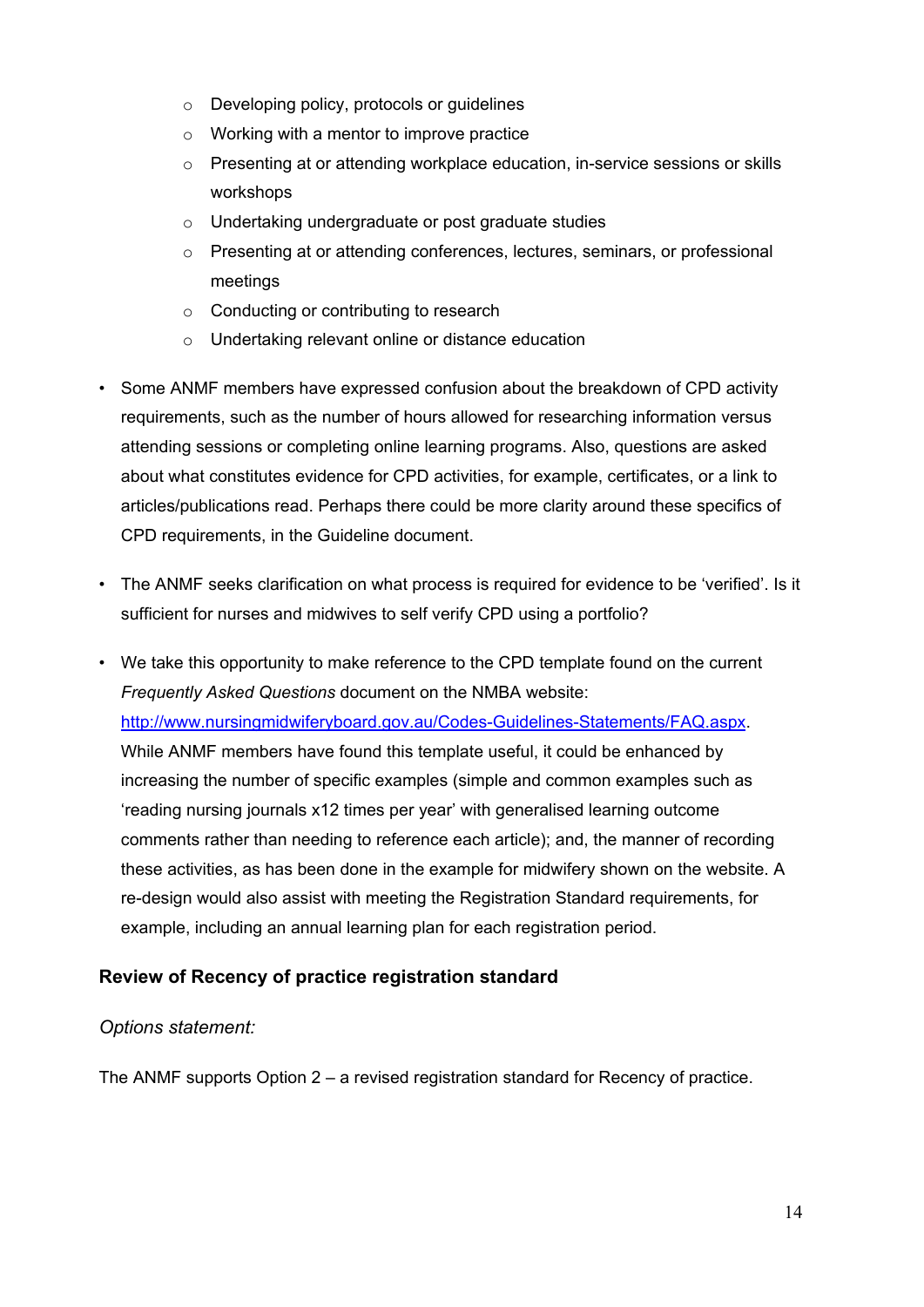- Developing policy, protocols or guidelines
    - Working with a mentor to improve practice
    - Presenting at or attending workplace education, in-service sessions or skills workshops
    - Undertaking undergraduate or post graduate studies
    - Presenting at or attending conferences, lectures, seminars, or professional meetings
    - Conducting or contributing to research
    - Undertaking relevant online or distance education

- Some ANMF members have expressed confusion about the breakdown of CPD activity requirements, such as the number of hours allowed for researching information versus attending sessions or completing online learning programs. Also, questions are asked about what constitutes evidence for CPD activities, for example, certificates, or a link to articles/publications read. Perhaps there could be more clarity around these specifics of CPD requirements, in the Guideline document.

- The ANMF seeks clarification on what process is required for evidence to be 'verified'. Is it sufficient for nurses and midwives to self verify CPD using a portfolio?

- We take this opportunity to make reference to the CPD template found on the current *Frequently Asked Questions* document on the NMBA website: http://www.nursingmidwiferyboard.gov.au/Codes-Guidelines-Statements/FAQ.aspx. While ANMF members have found this template useful, it could be enhanced by increasing the number of specific examples (simple and common examples such as 'reading nursing journals x12 times per year' with generalised learning outcome comments rather than needing to reference each article); and, the manner of recording these activities, as has been done in the example for midwifery shown on the website. A re-design would also assist with meeting the Registration Standard requirements, for example, including an annual learning plan for each registration period.

**Review of Recency of practice registration standard**

*Options statement:*

The ANMF supports Option 2 – a revised registration standard for Recency of practice.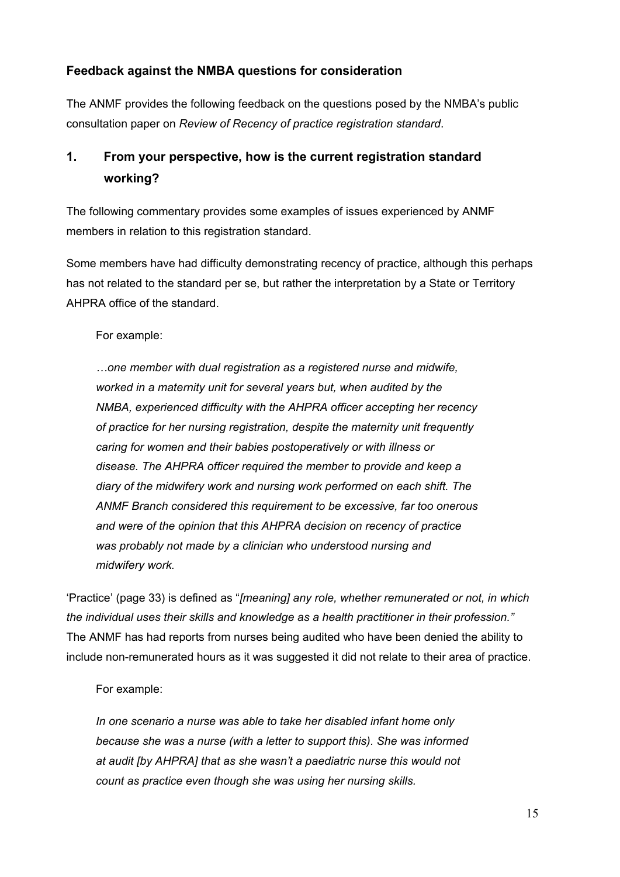## Feedback against the NMBA questions for consideration

The ANMF provides the following feedback on the questions posed by the NMBA's public consultation paper on *Review of Recency of practice registration standard*.

### 1. From your perspective, how is the current registration standard working?

The following commentary provides some examples of issues experienced by ANMF members in relation to this registration standard.

Some members have had difficulty demonstrating recency of practice, although this perhaps has not related to the standard per se, but rather the interpretation by a State or Territory AHPRA office of the standard.

For example:

> *…one member with dual registration as a registered nurse and midwife, worked in a maternity unit for several years but, when audited by the NMBA, experienced difficulty with the AHPRA officer accepting her recency of practice for her nursing registration, despite the maternity unit frequently caring for women and their babies postoperatively or with illness or disease. The AHPRA officer required the member to provide and keep a diary of the midwifery work and nursing work performed on each shift. The ANMF Branch considered this requirement to be excessive, far too onerous and were of the opinion that this AHPRA decision on recency of practice was probably not made by a clinician who understood nursing and midwifery work.*

'Practice' (page 33) is defined as "*[meaning] any role, whether remunerated or not, in which the individual uses their skills and knowledge as a health practitioner in their profession.*" The ANMF has had reports from nurses being audited who have been denied the ability to include non-remunerated hours as it was suggested it did not relate to their area of practice.

For example:

> *In one scenario a nurse was able to take her disabled infant home only because she was a nurse (with a letter to support this). She was informed at audit [by AHPRA] that as she wasn't a paediatric nurse this would not count as practice even though she was using her nursing skills.*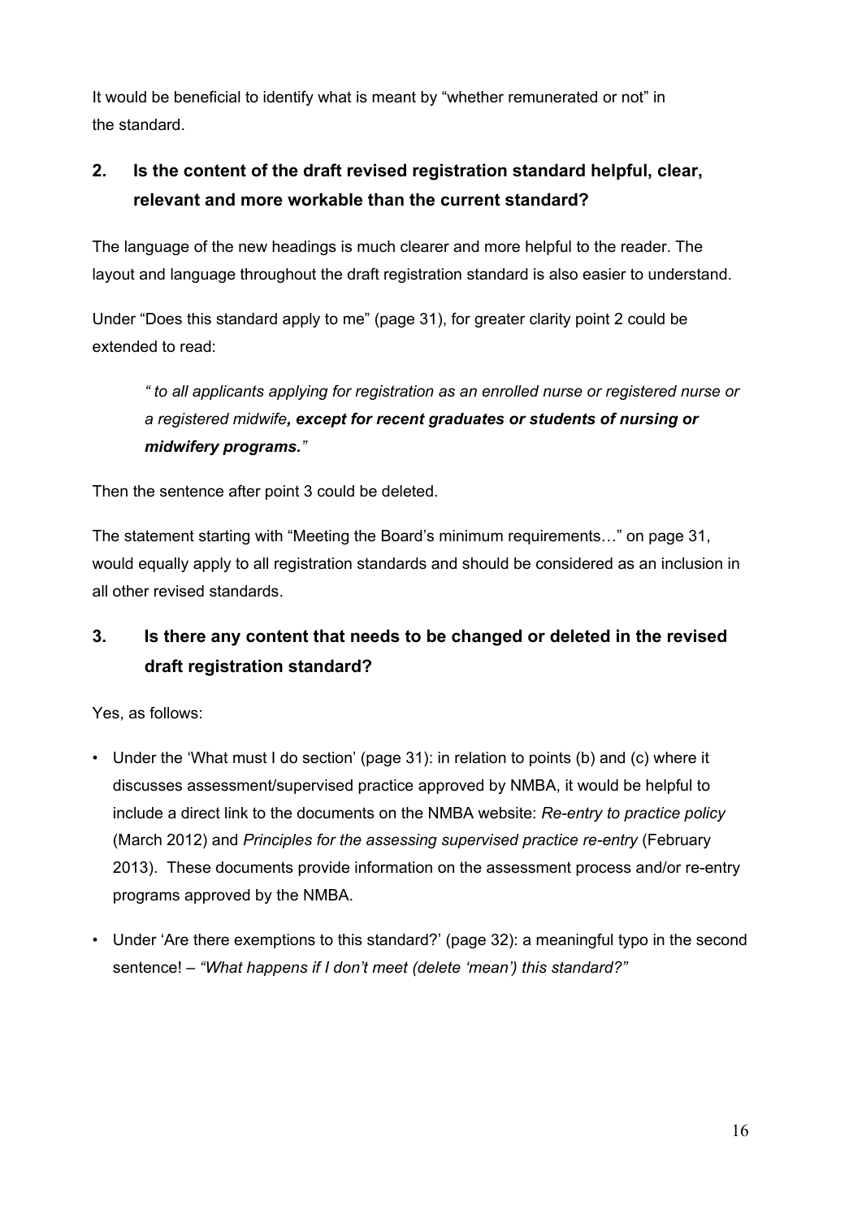It would be beneficial to identify what is meant by "whether remunerated or not" in the standard.

## 2. Is the content of the draft revised registration standard helpful, clear, relevant and more workable than the current standard?

The language of the new headings is much clearer and more helpful to the reader. The layout and language throughout the draft registration standard is also easier to understand.

Under "Does this standard apply to me" (page 31), for greater clarity point 2 could be extended to read:

> *" to all applicants applying for registration as an enrolled nurse or registered nurse or a registered midwife****, except for recent graduates or students of nursing or midwifery programs.****"*

Then the sentence after point 3 could be deleted.

The statement starting with "Meeting the Board's minimum requirements…" on page 31, would equally apply to all registration standards and should be considered as an inclusion in all other revised standards.

## 3. Is there any content that needs to be changed or deleted in the revised draft registration standard?

Yes, as follows:

- Under the 'What must I do section' (page 31): in relation to points (b) and (c) where it discusses assessment/supervised practice approved by NMBA, it would be helpful to include a direct link to the documents on the NMBA website: *Re-entry to practice policy* (March 2012) and *Principles for the assessing supervised practice re-entry* (February 2013). These documents provide information on the assessment process and/or re-entry programs approved by the NMBA.
- Under 'Are there exemptions to this standard?' (page 32): a meaningful typo in the second sentence! – *"What happens if I don't meet (delete 'mean') this standard?"*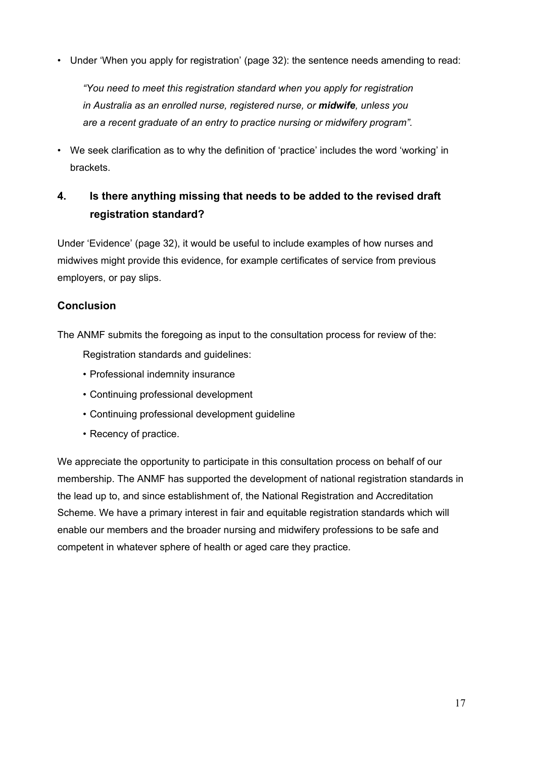- Under 'When you apply for registration' (page 32): the sentence needs amending to read:

  *"You need to meet this registration standard when you apply for registration in Australia as an enrolled nurse, registered nurse, or **midwife**, unless you are a recent graduate of an entry to practice nursing or midwifery program".*

- We seek clarification as to why the definition of 'practice' includes the word 'working' in brackets.

## 4. Is there anything missing that needs to be added to the revised draft registration standard?

Under 'Evidence' (page 32), it would be useful to include examples of how nurses and midwives might provide this evidence, for example certificates of service from previous employers, or pay slips.

### Conclusion

The ANMF submits the foregoing as input to the consultation process for review of the:

Registration standards and guidelines:

- Professional indemnity insurance
- Continuing professional development
- Continuing professional development guideline
- Recency of practice.

We appreciate the opportunity to participate in this consultation process on behalf of our membership. The ANMF has supported the development of national registration standards in the lead up to, and since establishment of, the National Registration and Accreditation Scheme. We have a primary interest in fair and equitable registration standards which will enable our members and the broader nursing and midwifery professions to be safe and competent in whatever sphere of health or aged care they practice.